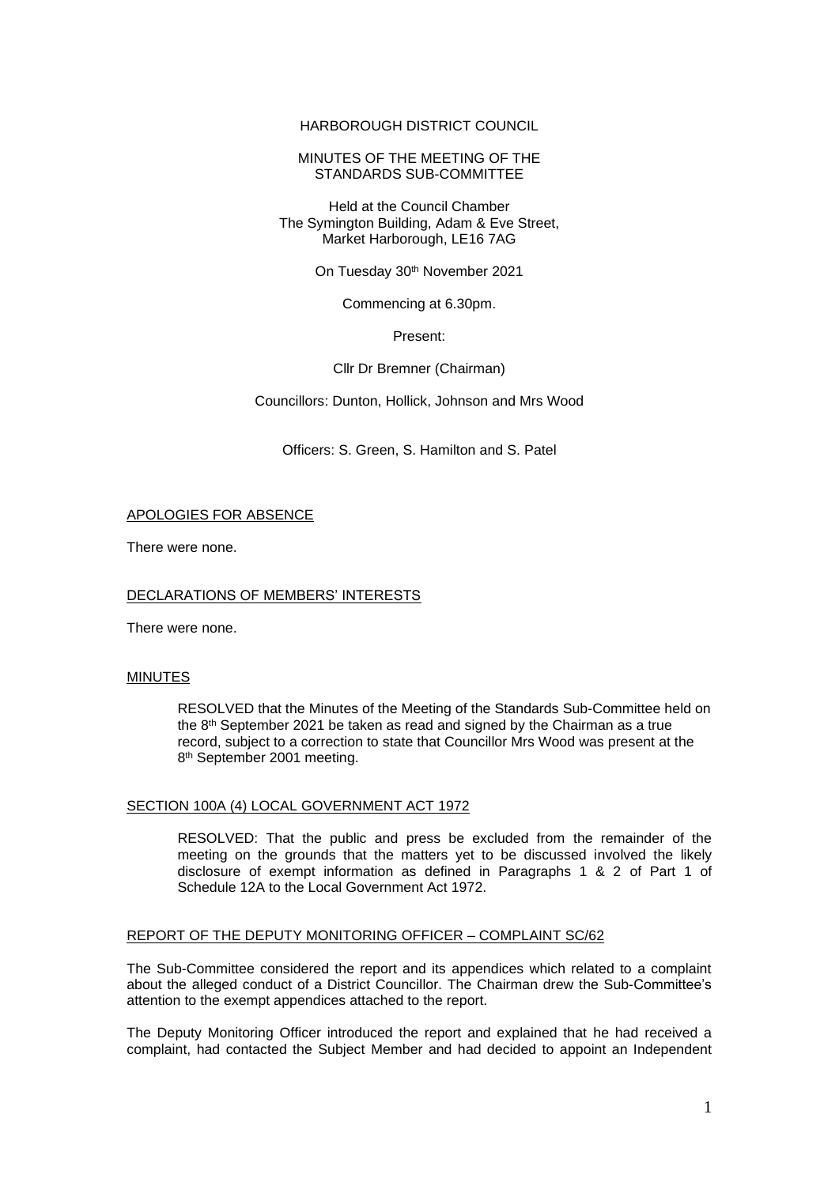HARBOROUGH DISTRICT COUNCIL

MINUTES OF THE MEETING OF THE STANDARDS SUB-COMMITTEE

Held at the Council Chamber
The Symington Building, Adam & Eve Street,
Market Harborough, LE16 7AG

On Tuesday 30th November 2021

Commencing at 6.30pm.

Present:

Cllr Dr Bremner (Chairman)

Councillors: Dunton, Hollick, Johnson and Mrs Wood

Officers: S. Green, S. Hamilton and S. Patel

APOLOGIES FOR ABSENCE

There were none.

DECLARATIONS OF MEMBERS' INTERESTS

There were none.

MINUTES

RESOLVED that the Minutes of the Meeting of the Standards Sub-Committee held on the 8th September 2021 be taken as read and signed by the Chairman as a true record, subject to a correction to state that Councillor Mrs Wood was present at the 8th September 2001 meeting.

SECTION 100A (4) LOCAL GOVERNMENT ACT 1972

RESOLVED: That the public and press be excluded from the remainder of the meeting on the grounds that the matters yet to be discussed involved the likely disclosure of exempt information as defined in Paragraphs 1 & 2 of Part 1 of Schedule 12A to the Local Government Act 1972.

REPORT OF THE DEPUTY MONITORING OFFICER – COMPLAINT SC/62

The Sub-Committee considered the report and its appendices which related to a complaint about the alleged conduct of a District Councillor. The Chairman drew the Sub-Committee's attention to the exempt appendices attached to the report.

The Deputy Monitoring Officer introduced the report and explained that he had received a complaint, had contacted the Subject Member and had decided to appoint an Independent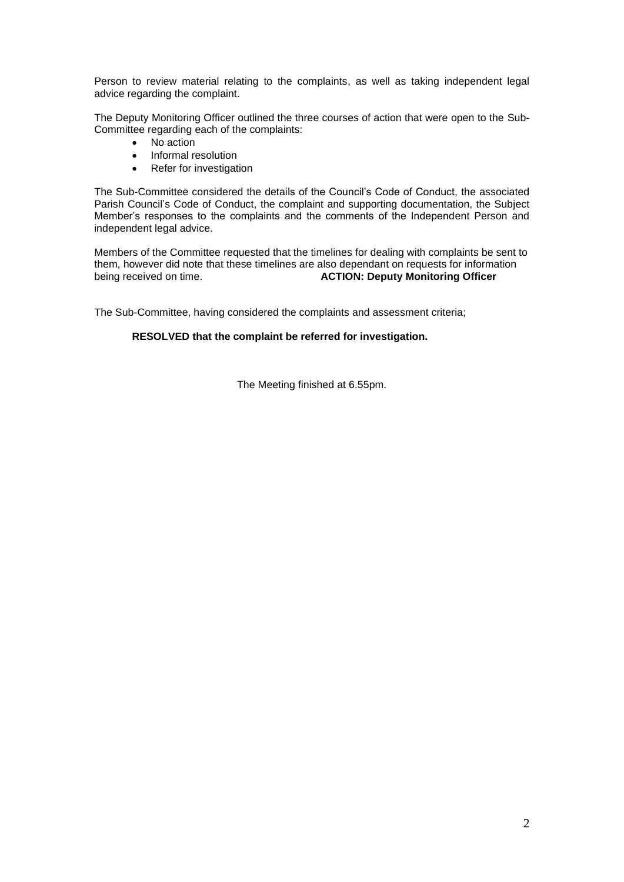Person to review material relating to the complaints, as well as taking independent legal advice regarding the complaint.

The Deputy Monitoring Officer outlined the three courses of action that were open to the Sub-Committee regarding each of the complaints:

- No action
- Informal resolution
- Refer for investigation

The Sub-Committee considered the details of the Council's Code of Conduct, the associated Parish Council's Code of Conduct, the complaint and supporting documentation, the Subject Member's responses to the complaints and the comments of the Independent Person and independent legal advice.

Members of the Committee requested that the timelines for dealing with complaints be sent to them, however did note that these timelines are also dependant on requests for information being received on time. **ACTION: Deputy Monitoring Officer**

The Sub-Committee, having considered the complaints and assessment criteria;

**RESOLVED that the complaint be referred for investigation.**

The Meeting finished at 6.55pm.